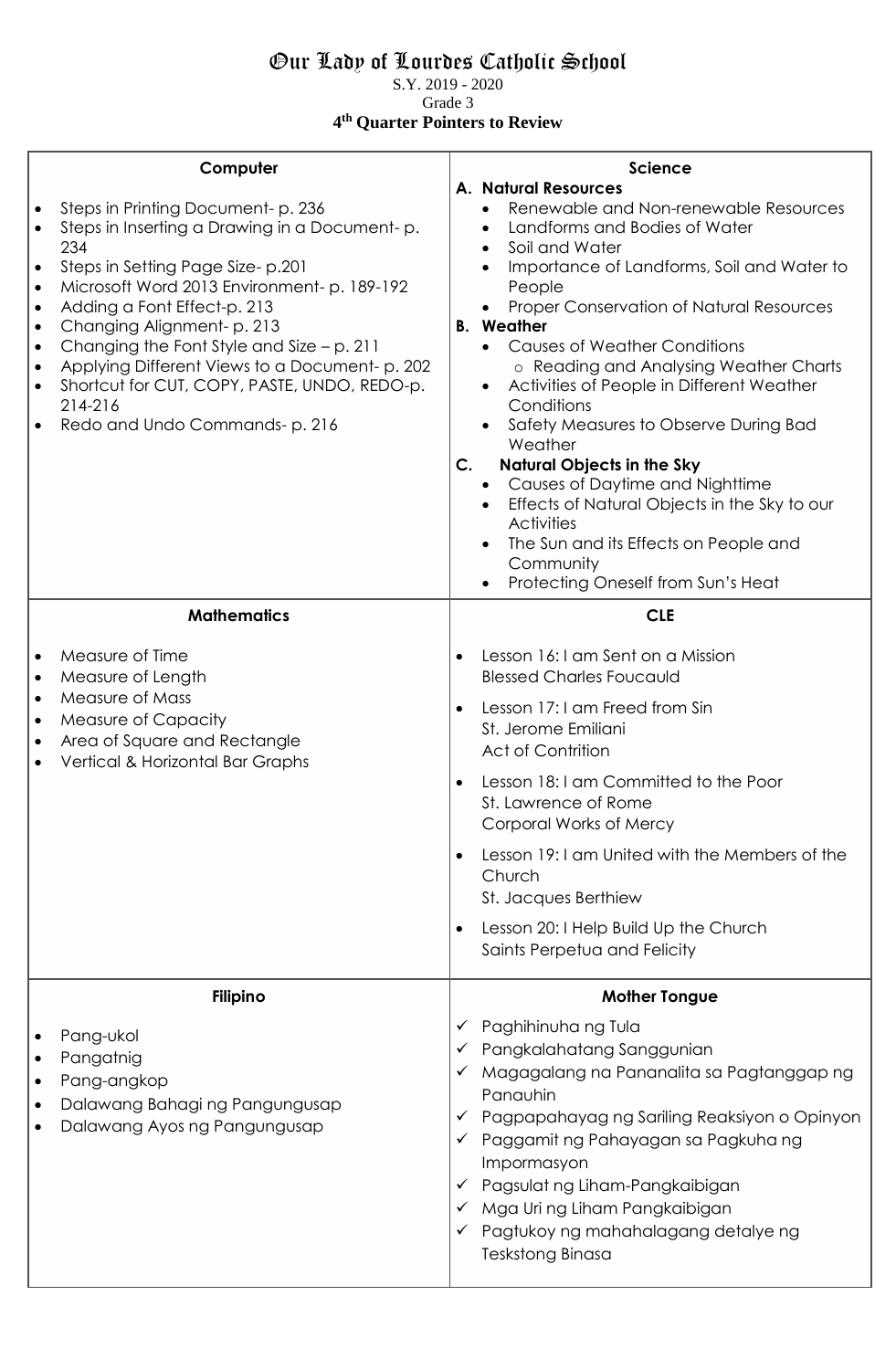# Our Lady of Lourdes Catholic School

S.Y. 2019 - 2020

Grade 3

**4th Quarter Pointers to Review**

## Computer

- Steps in Printing Document- p. 236
- Steps in Inserting a Drawing in a Document- p. 234
- Steps in Setting Page Size- p.201
- Microsoft Word 2013 Environment- p. 189-192
- Adding a Font Effect-p. 213
- Changing Alignment- p. 213
- Changing the Font Style and Size – p. 211
- Applying Different Views to a Document- p. 202
- Shortcut for CUT, COPY, PASTE, UNDO, REDO-p. 214-216
- Redo and Undo Commands- p. 216

## Science

**A. Natural Resources**
- Renewable and Non-renewable Resources
- Landforms and Bodies of Water
- Soil and Water
- Importance of Landforms, Soil and Water to People
- Proper Conservation of Natural Resources

**B. Weather**
- Causes of Weather Conditions
  - Reading and Analysing Weather Charts
- Activities of People in Different Weather Conditions
- Safety Measures to Observe During Bad Weather

**C. Natural Objects in the Sky**
- Causes of Daytime and Nighttime
- Effects of Natural Objects in the Sky to our Activities
- The Sun and its Effects on People and Community
- Protecting Oneself from Sun's Heat

## Mathematics

- Measure of Time
- Measure of Length
- Measure of Mass
- Measure of Capacity
- Area of Square and Rectangle
- Vertical & Horizontal Bar Graphs

## CLE

- Lesson 16: I am Sent on a Mission
  Blessed Charles Foucauld
- Lesson 17: I am Freed from Sin
  St. Jerome Emiliani
  Act of Contrition
- Lesson 18: I am Committed to the Poor
  St. Lawrence of Rome
  Corporal Works of Mercy
- Lesson 19: I am United with the Members of the Church
  St. Jacques Berthiew
- Lesson 20: I Help Build Up the Church
  Saints Perpetua and Felicity

## Filipino

- Pang-ukol
- Pangatnig
- Pang-angkop
- Dalawang Bahagi ng Pangungusap
- Dalawang Ayos ng Pangungusap

## Mother Tongue

- ✓ Paghihinuha ng Tula
- ✓ Pangkalahatang Sanggunian
- ✓ Magagalang na Pananalita sa Pagtanggap ng Panauhin
- ✓ Pagpapahayag ng Sariling Reaksiyon o Opinyon
- ✓ Paggamit ng Pahayagan sa Pagkuha ng Impormasyon
- ✓ Pagsulat ng Liham-Pangkaibigan
- ✓ Mga Uri ng Liham Pangkaibigan
- ✓ Pagtukoy ng mahahalagang detalye ng Teskstong Binasa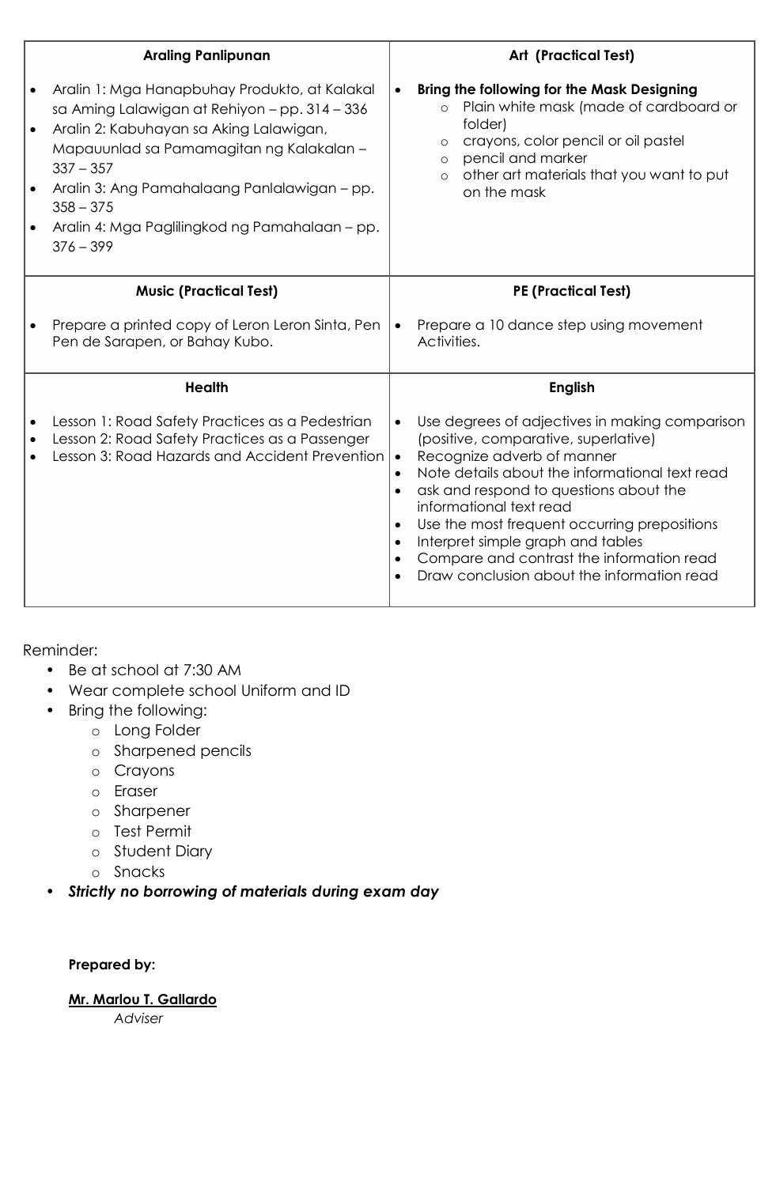| Araling Panlipunan | Art (Practical Test) |
| --- | --- |
| • Aralin 1: Mga Hanapbuhay Produkto, at Kalakal sa Aming Lalawigan at Rehiyon – pp. 314 – 336<br>• Aralin 2: Kabuhayan sa Aking Lalawigan, Mapauunlad sa Pamamagitan ng Kalakalan – 337 – 357<br>• Aralin 3: Ang Pamahalaang Panlalawigan – pp. 358 – 375<br>• Aralin 4: Mga Paglilingkod ng Pamahalaan – pp. 376 – 399 | • **Bring the following for the Mask Designing**<br>  ○ Plain white mask (made of cardboard or folder)<br>  ○ crayons, color pencil or oil pastel<br>  ○ pencil and marker<br>  ○ other art materials that you want to put on the mask |
| **Music (Practical Test)** | **PE (Practical Test)** |
| • Prepare a printed copy of Leron Leron Sinta, Pen Pen de Sarapen, or Bahay Kubo. | • Prepare a 10 dance step using movement Activities. |
| **Health** | **English** |
| • Lesson 1: Road Safety Practices as a Pedestrian<br>• Lesson 2: Road Safety Practices as a Passenger<br>• Lesson 3: Road Hazards and Accident Prevention | • Use degrees of adjectives in making comparison (positive, comparative, superlative)<br>• Recognize adverb of manner<br>• Note details about the informational text read<br>• ask and respond to questions about the informational text read<br>• Use the most frequent occurring prepositions<br>• Interpret simple graph and tables<br>• Compare and contrast the information read<br>• Draw conclusion about the information read |

Reminder:

- Be at school at 7:30 AM
- Wear complete school Uniform and ID
- Bring the following:
  - Long Folder
  - Sharpened pencils
  - Crayons
  - Eraser
  - Sharpener
  - Test Permit
  - Student Diary
  - Snacks
- ***Strictly no borrowing of materials during exam day***

**Prepared by:**

**Mr. Marlou T. Gallardo**
*Adviser*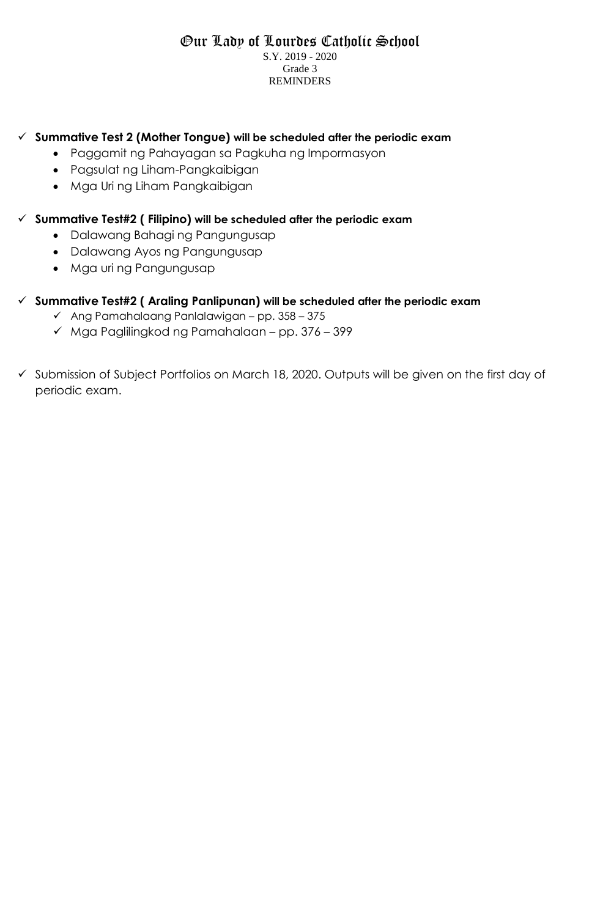# Our Lady of Lourdes Catholic School

S.Y. 2019 - 2020
Grade 3
REMINDERS

- ✓ **Summative Test 2 (Mother Tongue) will be scheduled after the periodic exam**
  - Paggamit ng Pahayagan sa Pagkuha ng Impormasyon
  - Pagsulat ng Liham-Pangkaibigan
  - Mga Uri ng Liham Pangkaibigan

- ✓ **Summative Test#2 ( Filipino) will be scheduled after the periodic exam**
  - Dalawang Bahagi ng Pangungusap
  - Dalawang Ayos ng Pangungusap
  - Mga uri ng Pangungusap

- ✓ **Summative Test#2 ( Araling Panlipunan) will be scheduled after the periodic exam**
  - ✓ Ang Pamahalaang Panlalawigan – pp. 358 – 375
  - ✓ Mga Paglilingkod ng Pamahalaan – pp. 376 – 399

- ✓ Submission of Subject Portfolios on March 18, 2020. Outputs will be given on the first day of periodic exam.